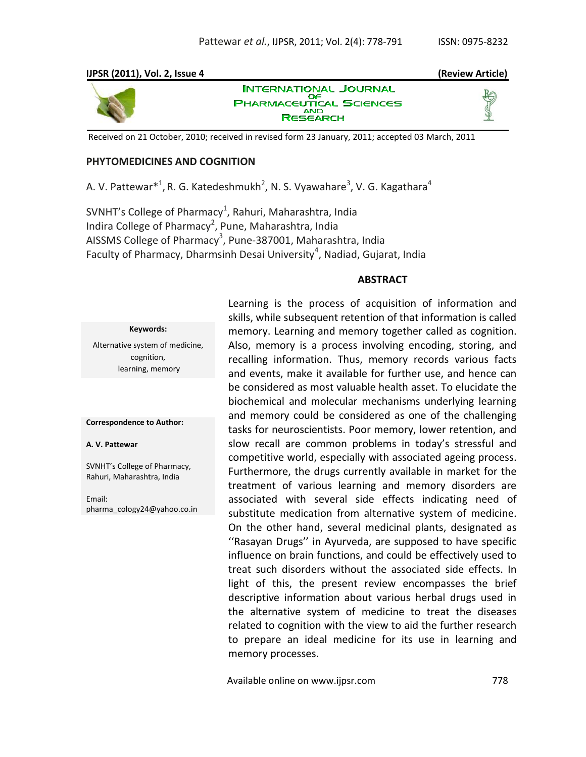**IJPSR (2011), Vol. 2, Issue 4** **(Review Article)**

Received on 21 October, 2010; received in revised form 23 January, 2011; accepted 03 March, 2011

# PHYTOMEDICINES AND COGNITION

A. V. Pattewar*[1], R. G. Katedeshmukh[2], N. S. Vyawahare[3], V. G. Kagathara[4]

SVNHT's College of Pharmacy[1], Rahuri, Maharashtra, India
Indira College of Pharmacy[2], Pune, Maharashtra, India
AISSMS College of Pharmacy[3], Pune-387001, Maharashtra, India
Faculty of Pharmacy, Dharmsinh Desai University[4], Nadiad, Gujarat, India

**Keywords:**

Alternative system of medicine, cognition, learning, memory

**Correspondence to Author:**

**A. V. Pattewar**

SVNHT's College of Pharmacy, Rahuri, Maharashtra, India

Email: pharma_cology24@yahoo.co.in

## ABSTRACT

Learning is the process of acquisition of information and skills, while subsequent retention of that information is called memory. Learning and memory together called as cognition. Also, memory is a process involving encoding, storing, and recalling information. Thus, memory records various facts and events, make it available for further use, and hence can be considered as most valuable health asset. To elucidate the biochemical and molecular mechanisms underlying learning and memory could be considered as one of the challenging tasks for neuroscientists. Poor memory, lower retention, and slow recall are common problems in today's stressful and competitive world, especially with associated ageing process. Furthermore, the drugs currently available in market for the treatment of various learning and memory disorders are associated with several side effects indicating need of substitute medication from alternative system of medicine. On the other hand, several medicinal plants, designated as ''Rasayan Drugs'' in Ayurveda, are supposed to have specific influence on brain functions, and could be effectively used to treat such disorders without the associated side effects. In light of this, the present review encompasses the brief descriptive information about various herbal drugs used in the alternative system of medicine to treat the diseases related to cognition with the view to aid the further research to prepare an ideal medicine for its use in learning and memory processes.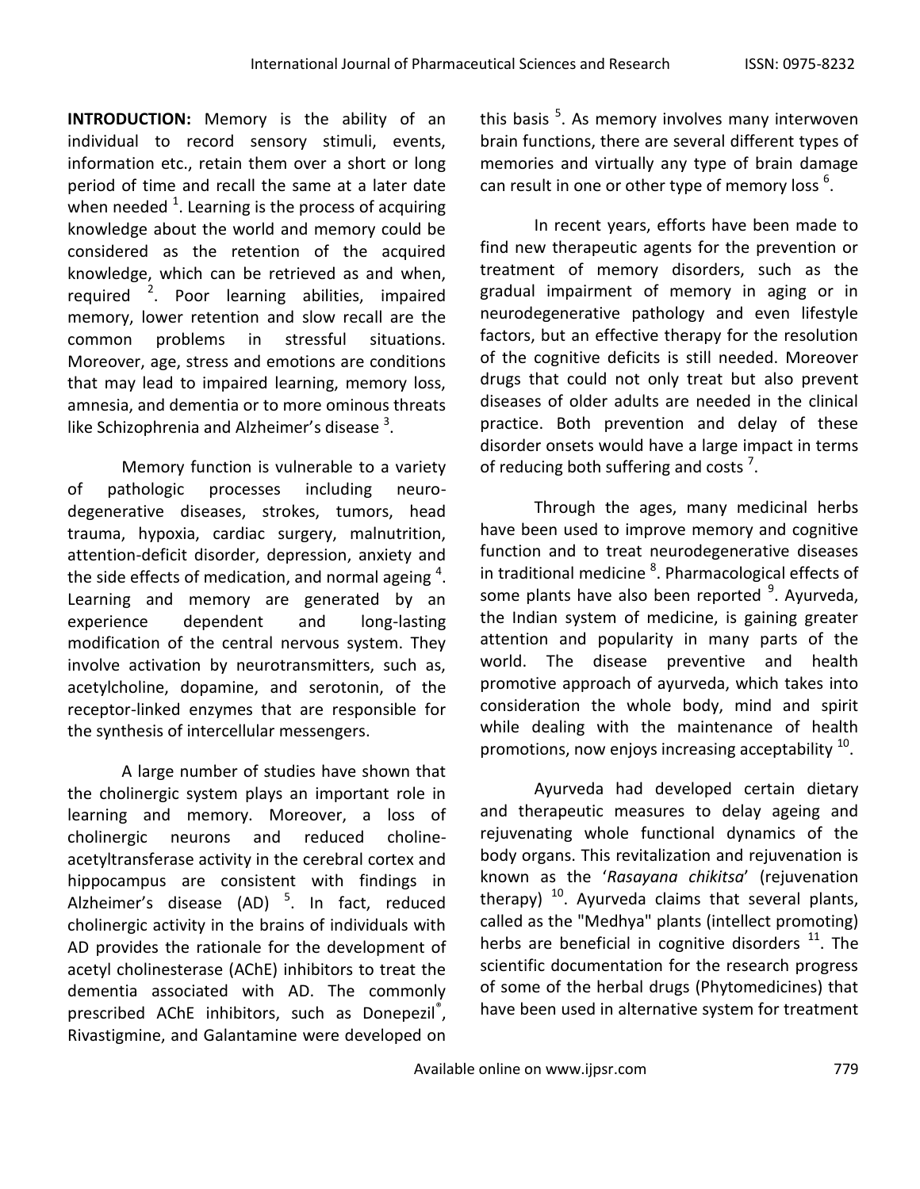**INTRODUCTION:** Memory is the ability of an individual to record sensory stimuli, events, information etc., retain them over a short or long period of time and recall the same at a later date when needed [1]. Learning is the process of acquiring knowledge about the world and memory could be considered as the retention of the acquired knowledge, which can be retrieved as and when, required [2]. Poor learning abilities, impaired memory, lower retention and slow recall are the common problems in stressful situations. Moreover, age, stress and emotions are conditions that may lead to impaired learning, memory loss, amnesia, and dementia or to more ominous threats like Schizophrenia and Alzheimer's disease [3].

Memory function is vulnerable to a variety of pathologic processes including neuro-degenerative diseases, strokes, tumors, head trauma, hypoxia, cardiac surgery, malnutrition, attention-deficit disorder, depression, anxiety and the side effects of medication, and normal ageing [4]. Learning and memory are generated by an experience dependent and long-lasting modification of the central nervous system. They involve activation by neurotransmitters, such as, acetylcholine, dopamine, and serotonin, of the receptor-linked enzymes that are responsible for the synthesis of intercellular messengers.

A large number of studies have shown that the cholinergic system plays an important role in learning and memory. Moreover, a loss of cholinergic neurons and reduced choline-acetyltransferase activity in the cerebral cortex and hippocampus are consistent with findings in Alzheimer's disease (AD) [5]. In fact, reduced cholinergic activity in the brains of individuals with AD provides the rationale for the development of acetyl cholinesterase (AChE) inhibitors to treat the dementia associated with AD. The commonly prescribed AChE inhibitors, such as Donepezil®, Rivastigmine, and Galantamine were developed on this basis [5]. As memory involves many interwoven brain functions, there are several different types of memories and virtually any type of brain damage can result in one or other type of memory loss [6].

In recent years, efforts have been made to find new therapeutic agents for the prevention or treatment of memory disorders, such as the gradual impairment of memory in aging or in neurodegenerative pathology and even lifestyle factors, but an effective therapy for the resolution of the cognitive deficits is still needed. Moreover drugs that could not only treat but also prevent diseases of older adults are needed in the clinical practice. Both prevention and delay of these disorder onsets would have a large impact in terms of reducing both suffering and costs [7].

Through the ages, many medicinal herbs have been used to improve memory and cognitive function and to treat neurodegenerative diseases in traditional medicine [8]. Pharmacological effects of some plants have also been reported [9]. Ayurveda, the Indian system of medicine, is gaining greater attention and popularity in many parts of the world. The disease preventive and health promotive approach of ayurveda, which takes into consideration the whole body, mind and spirit while dealing with the maintenance of health promotions, now enjoys increasing acceptability [10].

Ayurveda had developed certain dietary and therapeutic measures to delay ageing and rejuvenating whole functional dynamics of the body organs. This revitalization and rejuvenation is known as the '*Rasayana chikitsa*' (rejuvenation therapy) [10]. Ayurveda claims that several plants, called as the "Medhya" plants (intellect promoting) herbs are beneficial in cognitive disorders [11]. The scientific documentation for the research progress of some of the herbal drugs (Phytomedicines) that have been used in alternative system for treatment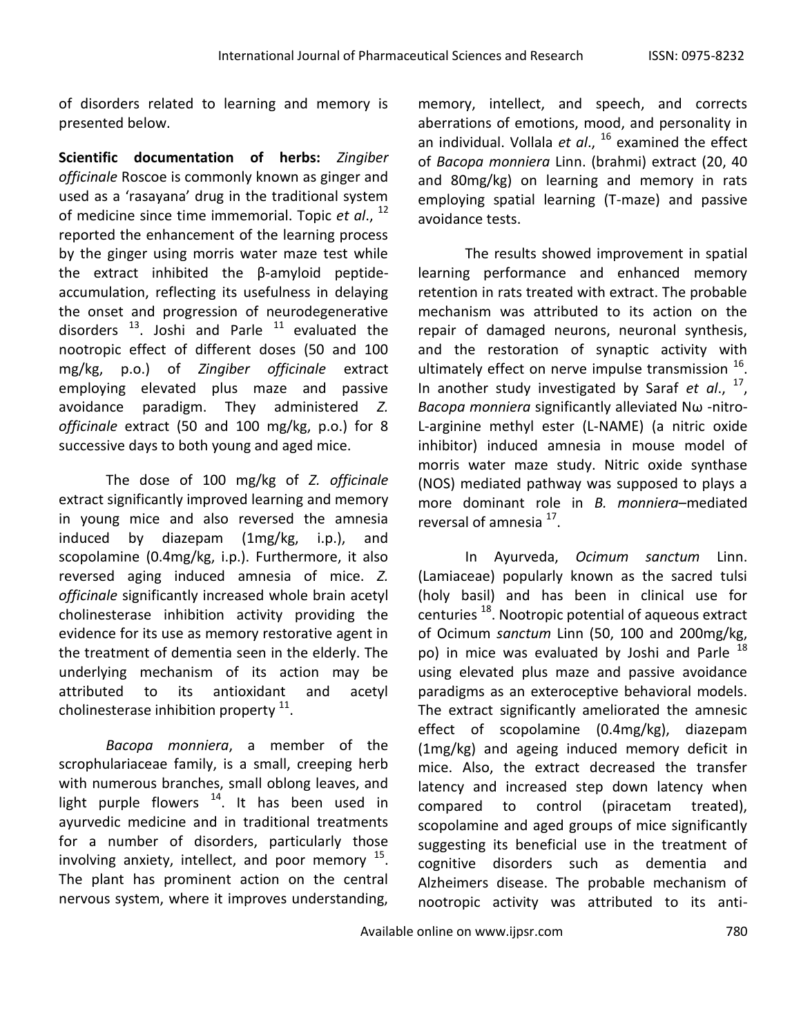of disorders related to learning and memory is presented below.

**Scientific documentation of herbs:** *Zingiber officinale* Roscoe is commonly known as ginger and used as a 'rasayana' drug in the traditional system of medicine since time immemorial. Topic *et al*., [12] reported the enhancement of the learning process by the ginger using morris water maze test while the extract inhibited the β-amyloid peptide-accumulation, reflecting its usefulness in delaying the onset and progression of neurodegenerative disorders [13]. Joshi and Parle [11] evaluated the nootropic effect of different doses (50 and 100 mg/kg, p.o.) of *Zingiber officinale* extract employing elevated plus maze and passive avoidance paradigm. They administered *Z. officinale* extract (50 and 100 mg/kg, p.o.) for 8 successive days to both young and aged mice.

The dose of 100 mg/kg of *Z. officinale* extract significantly improved learning and memory in young mice and also reversed the amnesia induced by diazepam (1mg/kg, i.p.), and scopolamine (0.4mg/kg, i.p.). Furthermore, it also reversed aging induced amnesia of mice. *Z. officinale* significantly increased whole brain acetyl cholinesterase inhibition activity providing the evidence for its use as memory restorative agent in the treatment of dementia seen in the elderly. The underlying mechanism of its action may be attributed to its antioxidant and acetyl cholinesterase inhibition property [11].

*Bacopa monniera*, a member of the scrophulariaceae family, is a small, creeping herb with numerous branches, small oblong leaves, and light purple flowers [14]. It has been used in ayurvedic medicine and in traditional treatments for a number of disorders, particularly those involving anxiety, intellect, and poor memory [15]. The plant has prominent action on the central nervous system, where it improves understanding, memory, intellect, and speech, and corrects aberrations of emotions, mood, and personality in an individual. Vollala *et al*., [16] examined the effect of *Bacopa monniera* Linn. (brahmi) extract (20, 40 and 80mg/kg) on learning and memory in rats employing spatial learning (T-maze) and passive avoidance tests.

The results showed improvement in spatial learning performance and enhanced memory retention in rats treated with extract. The probable mechanism was attributed to its action on the repair of damaged neurons, neuronal synthesis, and the restoration of synaptic activity with ultimately effect on nerve impulse transmission [16]. In another study investigated by Saraf *et al*., [17], *Bacopa monniera* significantly alleviated Nω -nitro-L-arginine methyl ester (L-NAME) (a nitric oxide inhibitor) induced amnesia in mouse model of morris water maze study. Nitric oxide synthase (NOS) mediated pathway was supposed to plays a more dominant role in *B. monniera*–mediated reversal of amnesia [17].

In Ayurveda, *Ocimum sanctum* Linn. (Lamiaceae) popularly known as the sacred tulsi (holy basil) and has been in clinical use for centuries [18]. Nootropic potential of aqueous extract of Ocimum *sanctum* Linn (50, 100 and 200mg/kg, po) in mice was evaluated by Joshi and Parle [18] using elevated plus maze and passive avoidance paradigms as an exteroceptive behavioral models. The extract significantly ameliorated the amnesic effect of scopolamine (0.4mg/kg), diazepam (1mg/kg) and ageing induced memory deficit in mice. Also, the extract decreased the transfer latency and increased step down latency when compared to control (piracetam treated), scopolamine and aged groups of mice significantly suggesting its beneficial use in the treatment of cognitive disorders such as dementia and Alzheimers disease. The probable mechanism of nootropic activity was attributed to its anti-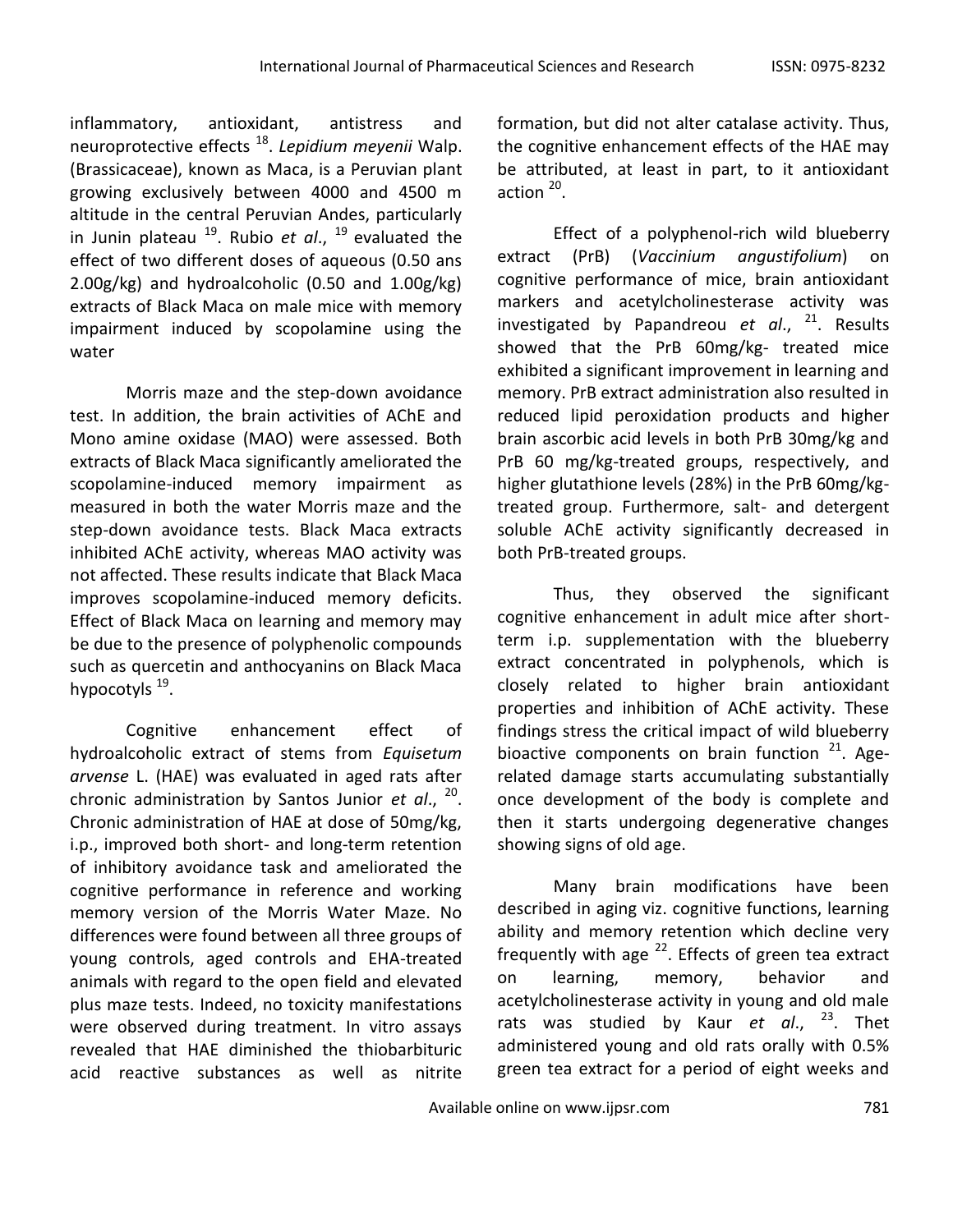inflammatory, antioxidant, antistress and neuroprotective effects [18]. *Lepidium meyenii* Walp. (Brassicaceae), known as Maca, is a Peruvian plant growing exclusively between 4000 and 4500 m altitude in the central Peruvian Andes, particularly in Junin plateau [19]. Rubio *et al*., [19] evaluated the effect of two different doses of aqueous (0.50 ans 2.00g/kg) and hydroalcoholic (0.50 and 1.00g/kg) extracts of Black Maca on male mice with memory impairment induced by scopolamine using the water

Morris maze and the step-down avoidance test. In addition, the brain activities of AChE and Mono amine oxidase (MAO) were assessed. Both extracts of Black Maca significantly ameliorated the scopolamine-induced memory impairment as measured in both the water Morris maze and the step-down avoidance tests. Black Maca extracts inhibited AChE activity, whereas MAO activity was not affected. These results indicate that Black Maca improves scopolamine-induced memory deficits. Effect of Black Maca on learning and memory may be due to the presence of polyphenolic compounds such as quercetin and anthocyanins on Black Maca hypocotyls [19].

Cognitive enhancement effect of hydroalcoholic extract of stems from *Equisetum arvense* L. (HAE) was evaluated in aged rats after chronic administration by Santos Junior *et al*., [20]. Chronic administration of HAE at dose of 50mg/kg, i.p., improved both short- and long-term retention of inhibitory avoidance task and ameliorated the cognitive performance in reference and working memory version of the Morris Water Maze. No differences were found between all three groups of young controls, aged controls and EHA-treated animals with regard to the open field and elevated plus maze tests. Indeed, no toxicity manifestations were observed during treatment. In vitro assays revealed that HAE diminished the thiobarbituric acid reactive substances as well as nitrite formation, but did not alter catalase activity. Thus, the cognitive enhancement effects of the HAE may be attributed, at least in part, to it antioxidant action [20].

Effect of a polyphenol-rich wild blueberry extract (PrB) (*Vaccinium angustifolium*) on cognitive performance of mice, brain antioxidant markers and acetylcholinesterase activity was investigated by Papandreou *et al*., [21]. Results showed that the PrB 60mg/kg- treated mice exhibited a significant improvement in learning and memory. PrB extract administration also resulted in reduced lipid peroxidation products and higher brain ascorbic acid levels in both PrB 30mg/kg and PrB 60 mg/kg-treated groups, respectively, and higher glutathione levels (28%) in the PrB 60mg/kg-treated group. Furthermore, salt- and detergent soluble AChE activity significantly decreased in both PrB-treated groups.

Thus, they observed the significant cognitive enhancement in adult mice after short-term i.p. supplementation with the blueberry extract concentrated in polyphenols, which is closely related to higher brain antioxidant properties and inhibition of AChE activity. These findings stress the critical impact of wild blueberry bioactive components on brain function [21]. Age-related damage starts accumulating substantially once development of the body is complete and then it starts undergoing degenerative changes showing signs of old age.

Many brain modifications have been described in aging viz. cognitive functions, learning ability and memory retention which decline very frequently with age [22]. Effects of green tea extract on learning, memory, behavior and acetylcholinesterase activity in young and old male rats was studied by Kaur *et al*., [23]. Thet administered young and old rats orally with 0.5% green tea extract for a period of eight weeks and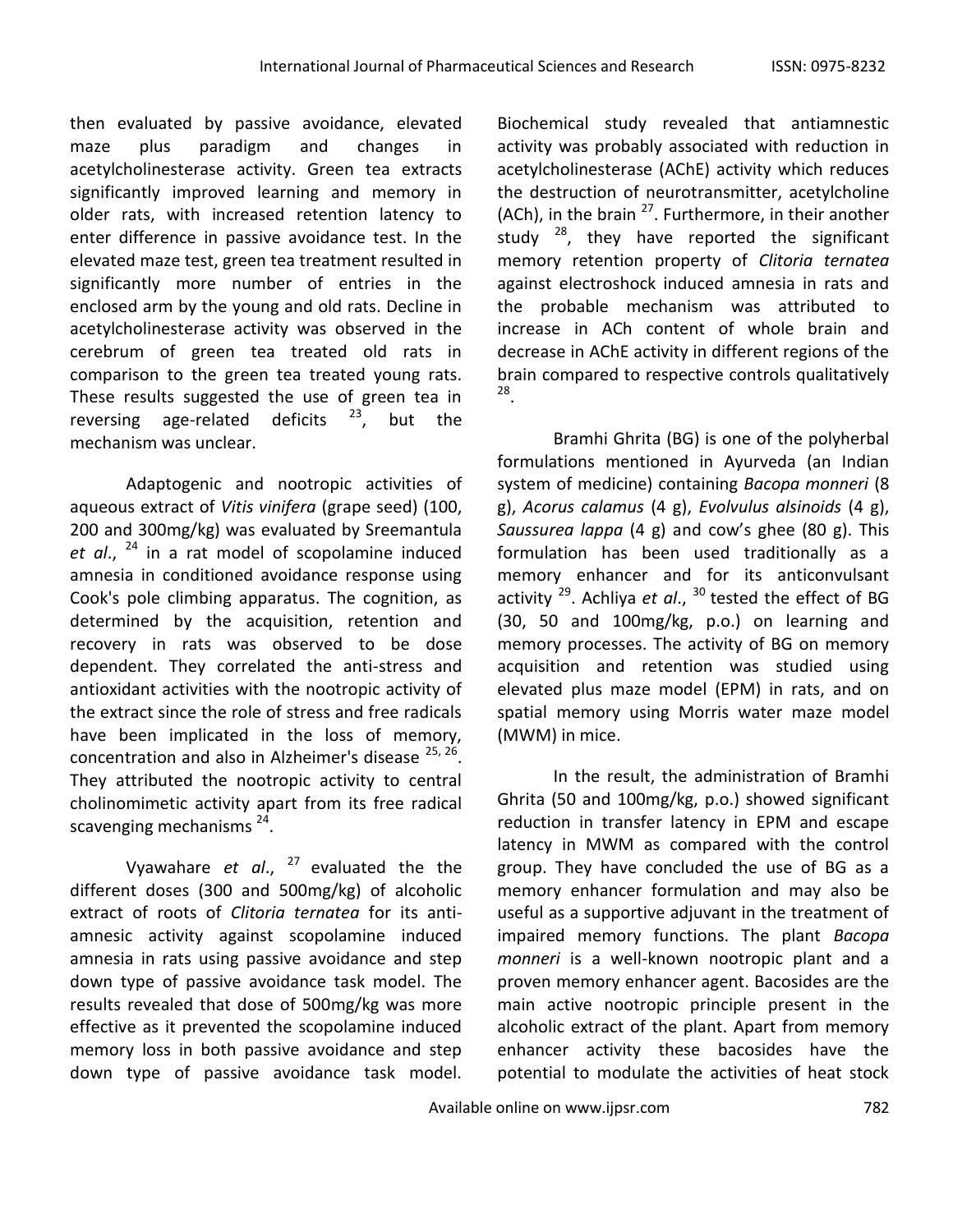then evaluated by passive avoidance, elevated maze plus paradigm and changes in acetylcholinesterase activity. Green tea extracts significantly improved learning and memory in older rats, with increased retention latency to enter difference in passive avoidance test. In the elevated maze test, green tea treatment resulted in significantly more number of entries in the enclosed arm by the young and old rats. Decline in acetylcholinesterase activity was observed in the cerebrum of green tea treated old rats in comparison to the green tea treated young rats. These results suggested the use of green tea in reversing age-related deficits [23], but the mechanism was unclear.

Adaptogenic and nootropic activities of aqueous extract of *Vitis vinifera* (grape seed) (100, 200 and 300mg/kg) was evaluated by Sreemantula *et al*., [24] in a rat model of scopolamine induced amnesia in conditioned avoidance response using Cook's pole climbing apparatus. The cognition, as determined by the acquisition, retention and recovery in rats was observed to be dose dependent. They correlated the anti-stress and antioxidant activities with the nootropic activity of the extract since the role of stress and free radicals have been implicated in the loss of memory, concentration and also in Alzheimer's disease [25, 26]. They attributed the nootropic activity to central cholinomimetic activity apart from its free radical scavenging mechanisms [24].

Vyawahare *et al*., [27] evaluated the the different doses (300 and 500mg/kg) of alcoholic extract of roots of *Clitoria ternatea* for its anti-amnesic activity against scopolamine induced amnesia in rats using passive avoidance and step down type of passive avoidance task model. The results revealed that dose of 500mg/kg was more effective as it prevented the scopolamine induced memory loss in both passive avoidance and step down type of passive avoidance task model. Biochemical study revealed that antiamnestic activity was probably associated with reduction in acetylcholinesterase (AChE) activity which reduces the destruction of neurotransmitter, acetylcholine (ACh), in the brain [27]. Furthermore, in their another study [28], they have reported the significant memory retention property of *Clitoria ternatea* against electroshock induced amnesia in rats and the probable mechanism was attributed to increase in ACh content of whole brain and decrease in AChE activity in different regions of the brain compared to respective controls qualitatively [28].

Bramhi Ghrita (BG) is one of the polyherbal formulations mentioned in Ayurveda (an Indian system of medicine) containing *Bacopa monneri* (8 g), *Acorus calamus* (4 g), *Evolvulus alsinoids* (4 g), *Saussurea lappa* (4 g) and cow's ghee (80 g). This formulation has been used traditionally as a memory enhancer and for its anticonvulsant activity [29]. Achliya *et al*., [30] tested the effect of BG (30, 50 and 100mg/kg, p.o.) on learning and memory processes. The activity of BG on memory acquisition and retention was studied using elevated plus maze model (EPM) in rats, and on spatial memory using Morris water maze model (MWM) in mice.

In the result, the administration of Bramhi Ghrita (50 and 100mg/kg, p.o.) showed significant reduction in transfer latency in EPM and escape latency in MWM as compared with the control group. They have concluded the use of BG as a memory enhancer formulation and may also be useful as a supportive adjuvant in the treatment of impaired memory functions. The plant *Bacopa monneri* is a well-known nootropic plant and a proven memory enhancer agent. Bacosides are the main active nootropic principle present in the alcoholic extract of the plant. Apart from memory enhancer activity these bacosides have the potential to modulate the activities of heat stock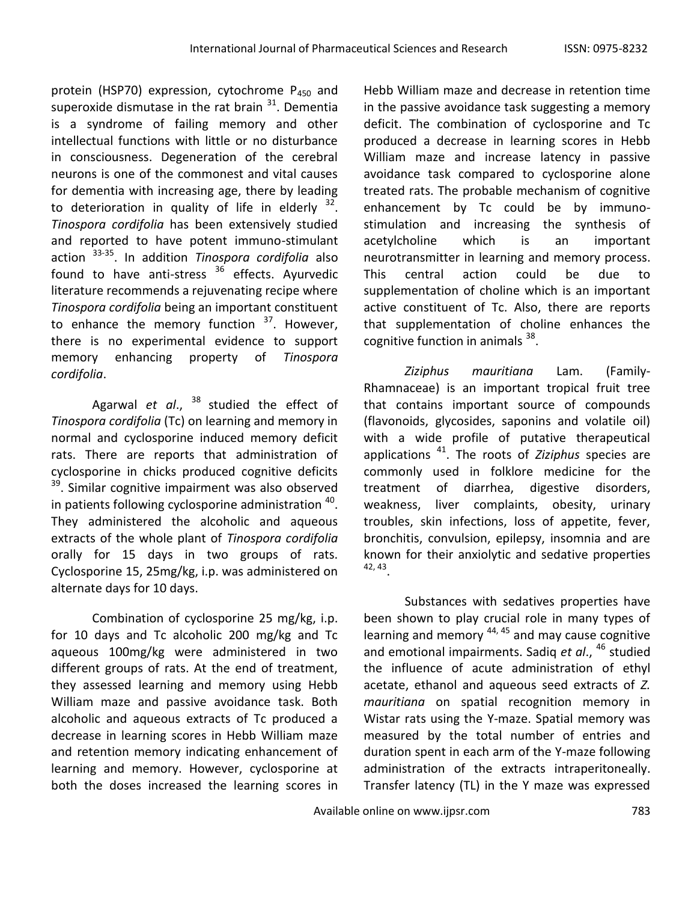protein (HSP70) expression, cytochrome $P_{450}$ and superoxide dismutase in the rat brain [31]. Dementia is a syndrome of failing memory and other intellectual functions with little or no disturbance in consciousness. Degeneration of the cerebral neurons is one of the commonest and vital causes for dementia with increasing age, there by leading to deterioration in quality of life in elderly [32]. *Tinospora cordifolia* has been extensively studied and reported to have potent immuno-stimulant action [33-35]. In addition *Tinospora cordifolia* also found to have anti-stress [36] effects. Ayurvedic literature recommends a rejuvenating recipe where *Tinospora cordifolia* being an important constituent to enhance the memory function [37]. However, there is no experimental evidence to support memory enhancing property of *Tinospora cordifolia*.

Agarwal *et al*., [38] studied the effect of *Tinospora cordifolia* (Tc) on learning and memory in normal and cyclosporine induced memory deficit rats. There are reports that administration of cyclosporine in chicks produced cognitive deficits [39]. Similar cognitive impairment was also observed in patients following cyclosporine administration [40]. They administered the alcoholic and aqueous extracts of the whole plant of *Tinospora cordifolia* orally for 15 days in two groups of rats. Cyclosporine 15, 25mg/kg, i.p. was administered on alternate days for 10 days.

Combination of cyclosporine 25 mg/kg, i.p. for 10 days and Tc alcoholic 200 mg/kg and Tc aqueous 100mg/kg were administered in two different groups of rats. At the end of treatment, they assessed learning and memory using Hebb William maze and passive avoidance task. Both alcoholic and aqueous extracts of Tc produced a decrease in learning scores in Hebb William maze and retention memory indicating enhancement of learning and memory. However, cyclosporine at both the doses increased the learning scores in Hebb William maze and decrease in retention time in the passive avoidance task suggesting a memory deficit. The combination of cyclosporine and Tc produced a decrease in learning scores in Hebb William maze and increase latency in passive avoidance task compared to cyclosporine alone treated rats. The probable mechanism of cognitive enhancement by Tc could be by immuno-stimulation and increasing the synthesis of acetylcholine which is an important neurotransmitter in learning and memory process. This central action could be due to supplementation of choline which is an important active constituent of Tc. Also, there are reports that supplementation of choline enhances the cognitive function in animals [38].

*Ziziphus mauritiana* Lam. (Family-Rhamnaceae) is an important tropical fruit tree that contains important source of compounds (flavonoids, glycosides, saponins and volatile oil) with a wide profile of putative therapeutical applications [41]. The roots of *Ziziphus* species are commonly used in folklore medicine for the treatment of diarrhea, digestive disorders, weakness, liver complaints, obesity, urinary troubles, skin infections, loss of appetite, fever, bronchitis, convulsion, epilepsy, insomnia and are known for their anxiolytic and sedative properties [42, 43].

Substances with sedatives properties have been shown to play crucial role in many types of learning and memory [44, 45] and may cause cognitive and emotional impairments. Sadiq *et al*., [46] studied the influence of acute administration of ethyl acetate, ethanol and aqueous seed extracts of *Z. mauritiana* on spatial recognition memory in Wistar rats using the Y-maze. Spatial memory was measured by the total number of entries and duration spent in each arm of the Y-maze following administration of the extracts intraperitoneally. Transfer latency (TL) in the Y maze was expressed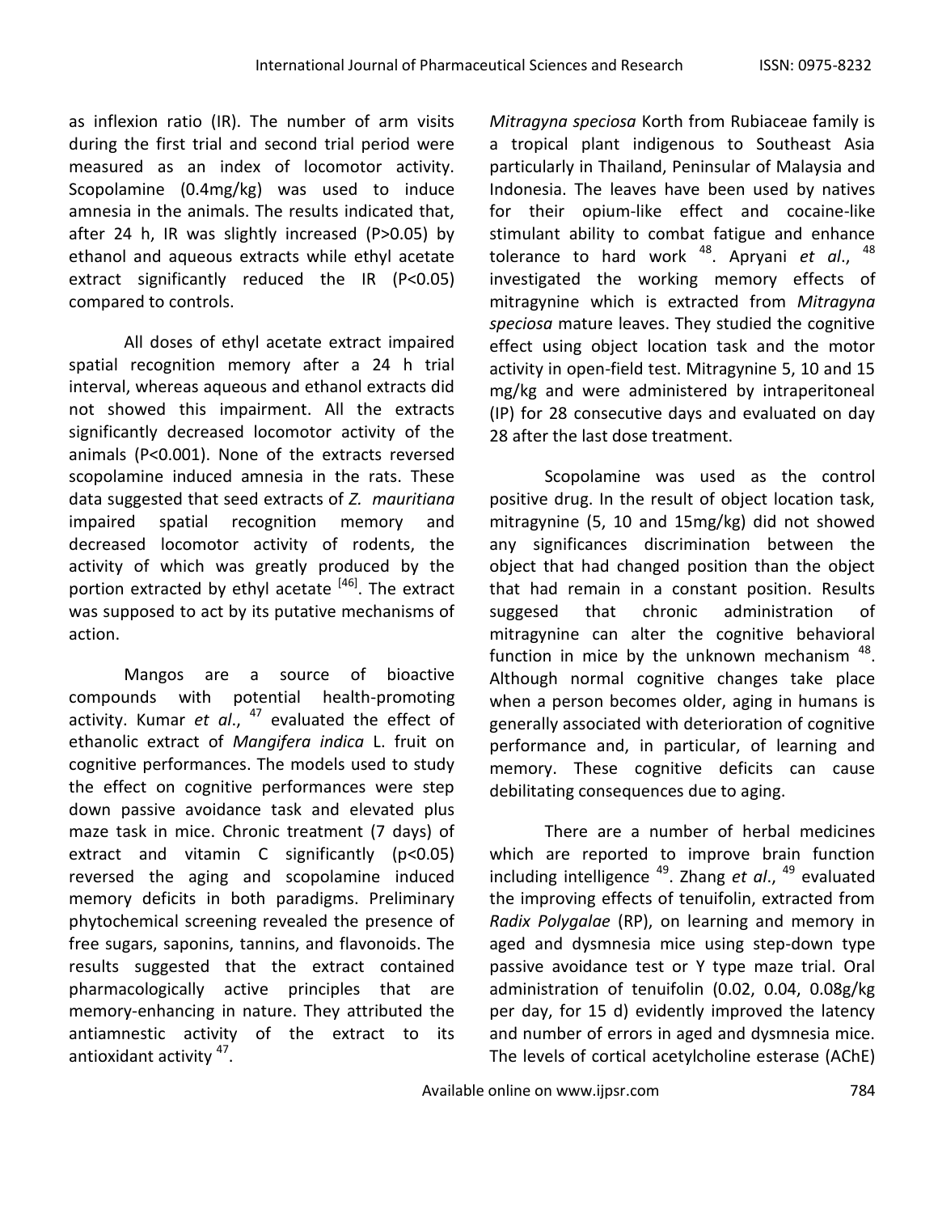as inflexion ratio (IR). The number of arm visits during the first trial and second trial period were measured as an index of locomotor activity. Scopolamine (0.4mg/kg) was used to induce amnesia in the animals. The results indicated that, after 24 h, IR was slightly increased (P>0.05) by ethanol and aqueous extracts while ethyl acetate extract significantly reduced the IR (P<0.05) compared to controls.

All doses of ethyl acetate extract impaired spatial recognition memory after a 24 h trial interval, whereas aqueous and ethanol extracts did not showed this impairment. All the extracts significantly decreased locomotor activity of the animals (P<0.001). None of the extracts reversed scopolamine induced amnesia in the rats. These data suggested that seed extracts of *Z. mauritiana* impaired spatial recognition memory and decreased locomotor activity of rodents, the activity of which was greatly produced by the portion extracted by ethyl acetate [46]. The extract was supposed to act by its putative mechanisms of action.

Mangos are a source of bioactive compounds with potential health-promoting activity. Kumar *et al*., [47] evaluated the effect of ethanolic extract of *Mangifera indica* L. fruit on cognitive performances. The models used to study the effect on cognitive performances were step down passive avoidance task and elevated plus maze task in mice. Chronic treatment (7 days) of extract and vitamin C significantly (p<0.05) reversed the aging and scopolamine induced memory deficits in both paradigms. Preliminary phytochemical screening revealed the presence of free sugars, saponins, tannins, and flavonoids. The results suggested that the extract contained pharmacologically active principles that are memory-enhancing in nature. They attributed the antiamnestic activity of the extract to its antioxidant activity [47].

*Mitragyna speciosa* Korth from Rubiaceae family is a tropical plant indigenous to Southeast Asia particularly in Thailand, Peninsular of Malaysia and Indonesia. The leaves have been used by natives for their opium-like effect and cocaine-like stimulant ability to combat fatigue and enhance tolerance to hard work [48]. Apryani *et al*., [48] investigated the working memory effects of mitragynine which is extracted from *Mitragyna speciosa* mature leaves. They studied the cognitive effect using object location task and the motor activity in open-field test. Mitragynine 5, 10 and 15 mg/kg and were administered by intraperitoneal (IP) for 28 consecutive days and evaluated on day 28 after the last dose treatment.

Scopolamine was used as the control positive drug. In the result of object location task, mitragynine (5, 10 and 15mg/kg) did not showed any significances discrimination between the object that had changed position than the object that had remain in a constant position. Results suggesed that chronic administration of mitragynine can alter the cognitive behavioral function in mice by the unknown mechanism [48]. Although normal cognitive changes take place when a person becomes older, aging in humans is generally associated with deterioration of cognitive performance and, in particular, of learning and memory. These cognitive deficits can cause debilitating consequences due to aging.

There are a number of herbal medicines which are reported to improve brain function including intelligence [49]. Zhang *et al*., [49] evaluated the improving effects of tenuifolin, extracted from *Radix Polygalae* (RP), on learning and memory in aged and dysmnesia mice using step-down type passive avoidance test or Y type maze trial. Oral administration of tenuifolin (0.02, 0.04, 0.08g/kg per day, for 15 d) evidently improved the latency and number of errors in aged and dysmnesia mice. The levels of cortical acetylcholine esterase (AChE)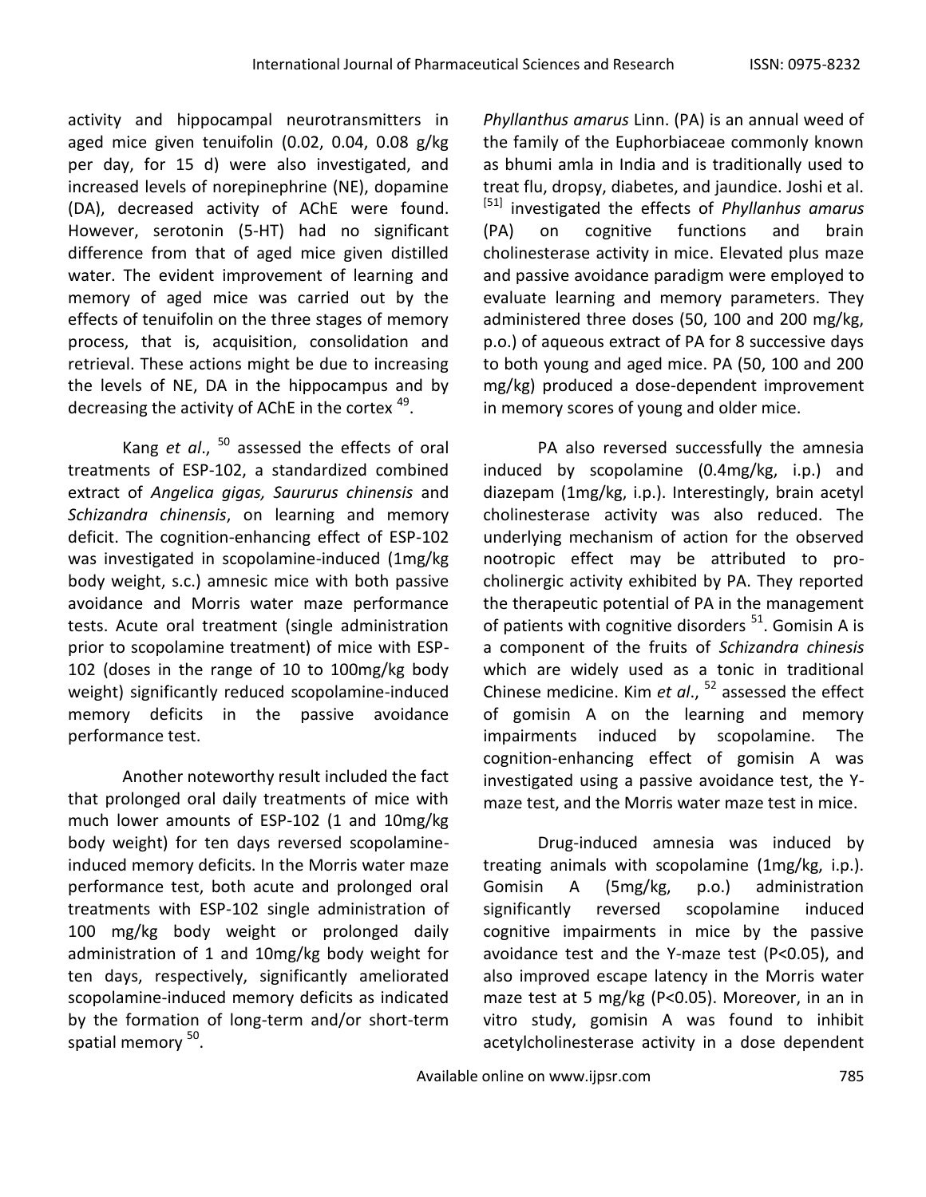activity and hippocampal neurotransmitters in aged mice given tenuifolin (0.02, 0.04, 0.08 g/kg per day, for 15 d) were also investigated, and increased levels of norepinephrine (NE), dopamine (DA), decreased activity of AChE were found. However, serotonin (5-HT) had no significant difference from that of aged mice given distilled water. The evident improvement of learning and memory of aged mice was carried out by the effects of tenuifolin on the three stages of memory process, that is, acquisition, consolidation and retrieval. These actions might be due to increasing the levels of NE, DA in the hippocampus and by decreasing the activity of AChE in the cortex [49].

Kang *et al*., [50] assessed the effects of oral treatments of ESP-102, a standardized combined extract of *Angelica gigas, Saururus chinensis* and *Schizandra chinensis*, on learning and memory deficit. The cognition-enhancing effect of ESP-102 was investigated in scopolamine-induced (1mg/kg body weight, s.c.) amnesic mice with both passive avoidance and Morris water maze performance tests. Acute oral treatment (single administration prior to scopolamine treatment) of mice with ESP-102 (doses in the range of 10 to 100mg/kg body weight) significantly reduced scopolamine-induced memory deficits in the passive avoidance performance test.

Another noteworthy result included the fact that prolonged oral daily treatments of mice with much lower amounts of ESP-102 (1 and 10mg/kg body weight) for ten days reversed scopolamine-induced memory deficits. In the Morris water maze performance test, both acute and prolonged oral treatments with ESP-102 single administration of 100 mg/kg body weight or prolonged daily administration of 1 and 10mg/kg body weight for ten days, respectively, significantly ameliorated scopolamine-induced memory deficits as indicated by the formation of long-term and/or short-term spatial memory [50].

*Phyllanthus amarus* Linn. (PA) is an annual weed of the family of the Euphorbiaceae commonly known as bhumi amla in India and is traditionally used to treat flu, dropsy, diabetes, and jaundice. Joshi et al. [51] investigated the effects of *Phyllanhus amarus* (PA) on cognitive functions and brain cholinesterase activity in mice. Elevated plus maze and passive avoidance paradigm were employed to evaluate learning and memory parameters. They administered three doses (50, 100 and 200 mg/kg, p.o.) of aqueous extract of PA for 8 successive days to both young and aged mice. PA (50, 100 and 200 mg/kg) produced a dose-dependent improvement in memory scores of young and older mice.

PA also reversed successfully the amnesia induced by scopolamine (0.4mg/kg, i.p.) and diazepam (1mg/kg, i.p.). Interestingly, brain acetyl cholinesterase activity was also reduced. The underlying mechanism of action for the observed nootropic effect may be attributed to pro-cholinergic activity exhibited by PA. They reported the therapeutic potential of PA in the management of patients with cognitive disorders [51]. Gomisin A is a component of the fruits of *Schizandra chinesis* which are widely used as a tonic in traditional Chinese medicine. Kim *et al*., [52] assessed the effect of gomisin A on the learning and memory impairments induced by scopolamine. The cognition-enhancing effect of gomisin A was investigated using a passive avoidance test, the Y-maze test, and the Morris water maze test in mice.

Drug-induced amnesia was induced by treating animals with scopolamine (1mg/kg, i.p.). Gomisin A (5mg/kg, p.o.) administration significantly reversed scopolamine induced cognitive impairments in mice by the passive avoidance test and the Y-maze test ($P<0.05$), and also improved escape latency in the Morris water maze test at 5 mg/kg ($P<0.05$). Moreover, in an in vitro study, gomisin A was found to inhibit acetylcholinesterase activity in a dose dependent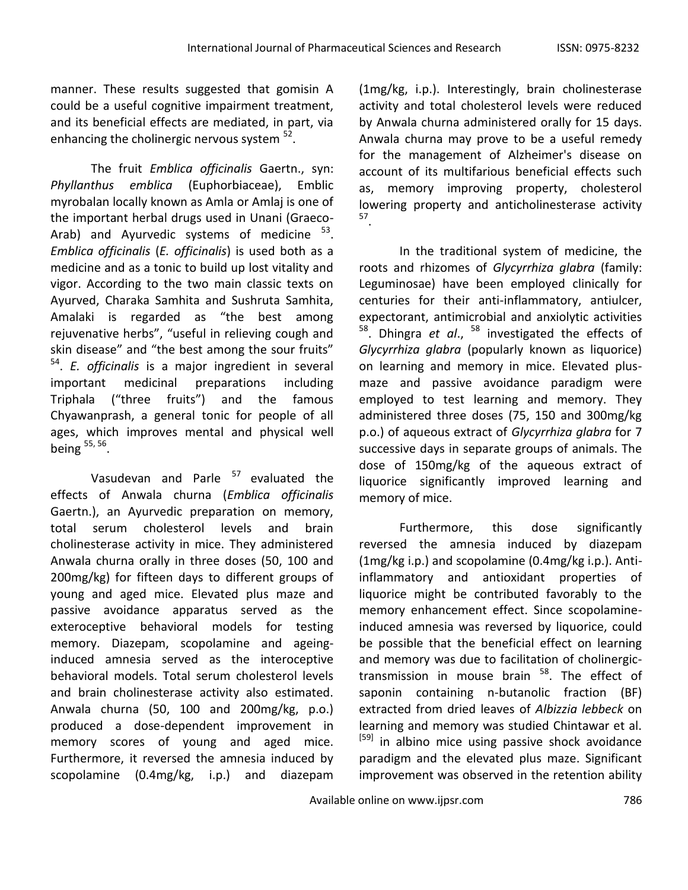manner. These results suggested that gomisin A could be a useful cognitive impairment treatment, and its beneficial effects are mediated, in part, via enhancing the cholinergic nervous system [52].

The fruit *Emblica officinalis* Gaertn., syn: *Phyllanthus emblica* (Euphorbiaceae), Emblic myrobalan locally known as Amla or Amlaj is one of the important herbal drugs used in Unani (Graeco-Arab) and Ayurvedic systems of medicine [53]. *Emblica officinalis* (*E. officinalis*) is used both as a medicine and as a tonic to build up lost vitality and vigor. According to the two main classic texts on Ayurved, Charaka Samhita and Sushruta Samhita, Amalaki is regarded as "the best among rejuvenative herbs", "useful in relieving cough and skin disease" and "the best among the sour fruits" [54]. *E. officinalis* is a major ingredient in several important medicinal preparations including Triphala ("three fruits") and the famous Chyawanprash, a general tonic for people of all ages, which improves mental and physical well being [55, 56].

Vasudevan and Parle [57] evaluated the effects of Anwala churna (*Emblica officinalis* Gaertn.), an Ayurvedic preparation on memory, total serum cholesterol levels and brain cholinesterase activity in mice. They administered Anwala churna orally in three doses (50, 100 and 200mg/kg) for fifteen days to different groups of young and aged mice. Elevated plus maze and passive avoidance apparatus served as the exteroceptive behavioral models for testing memory. Diazepam, scopolamine and ageing-induced amnesia served as the interoceptive behavioral models. Total serum cholesterol levels and brain cholinesterase activity also estimated. Anwala churna (50, 100 and 200mg/kg, p.o.) produced a dose-dependent improvement in memory scores of young and aged mice. Furthermore, it reversed the amnesia induced by scopolamine (0.4mg/kg, i.p.) and diazepam (1mg/kg, i.p.). Interestingly, brain cholinesterase activity and total cholesterol levels were reduced by Anwala churna administered orally for 15 days. Anwala churna may prove to be a useful remedy for the management of Alzheimer's disease on account of its multifarious beneficial effects such as, memory improving property, cholesterol lowering property and anticholinesterase activity [57].

In the traditional system of medicine, the roots and rhizomes of *Glycyrrhiza glabra* (family: Leguminosae) have been employed clinically for centuries for their anti-inflammatory, antiulcer, expectorant, antimicrobial and anxiolytic activities [58]. Dhingra *et al*., [58] investigated the effects of *Glycyrrhiza glabra* (popularly known as liquorice) on learning and memory in mice. Elevated plus-maze and passive avoidance paradigm were employed to test learning and memory. They administered three doses (75, 150 and 300mg/kg p.o.) of aqueous extract of *Glycyrrhiza glabra* for 7 successive days in separate groups of animals. The dose of 150mg/kg of the aqueous extract of liquorice significantly improved learning and memory of mice.

Furthermore, this dose significantly reversed the amnesia induced by diazepam (1mg/kg i.p.) and scopolamine (0.4mg/kg i.p.). Anti-inflammatory and antioxidant properties of liquorice might be contributed favorably to the memory enhancement effect. Since scopolamine-induced amnesia was reversed by liquorice, could be possible that the beneficial effect on learning and memory was due to facilitation of cholinergic-transmission in mouse brain [58]. The effect of saponin containing n-butanolic fraction (BF) extracted from dried leaves of *Albizzia lebbeck* on learning and memory was studied Chintawar et al. [59] in albino mice using passive shock avoidance paradigm and the elevated plus maze. Significant improvement was observed in the retention ability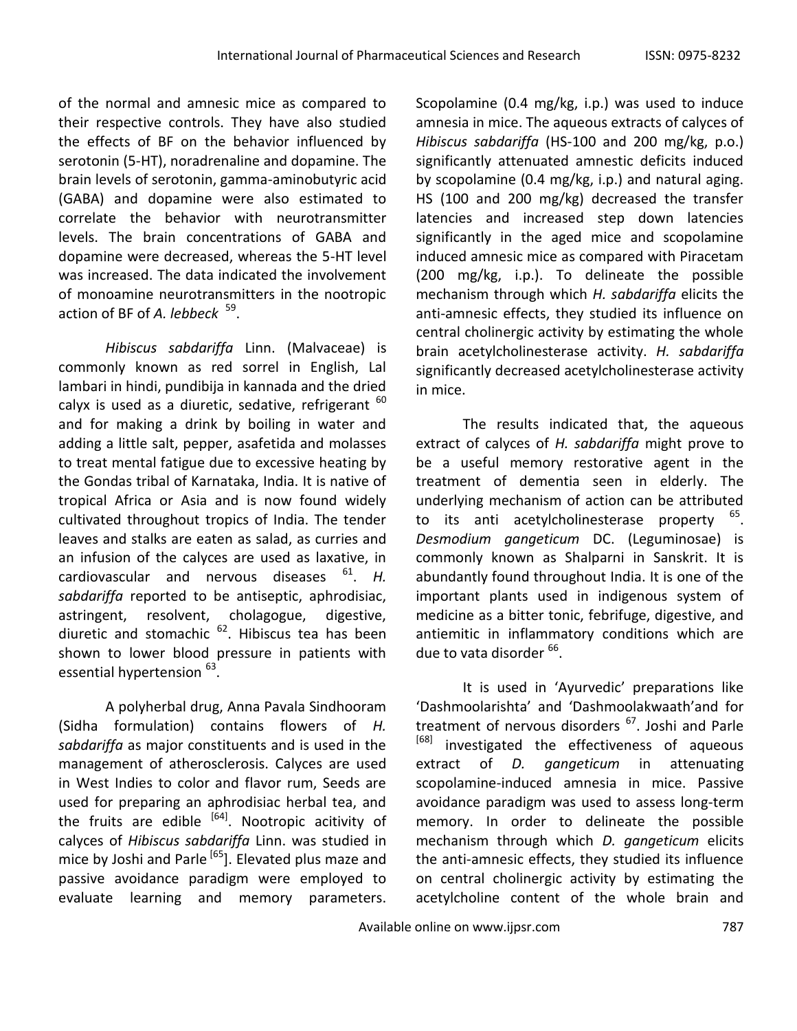of the normal and amnesic mice as compared to their respective controls. They have also studied the effects of BF on the behavior influenced by serotonin (5-HT), noradrenaline and dopamine. The brain levels of serotonin, gamma-aminobutyric acid (GABA) and dopamine were also estimated to correlate the behavior with neurotransmitter levels. The brain concentrations of GABA and dopamine were decreased, whereas the 5-HT level was increased. The data indicated the involvement of monoamine neurotransmitters in the nootropic action of BF of *A. lebbeck* [59].

*Hibiscus sabdariffa* Linn. (Malvaceae) is commonly known as red sorrel in English, Lal lambari in hindi, pundibija in kannada and the dried calyx is used as a diuretic, sedative, refrigerant [60] and for making a drink by boiling in water and adding a little salt, pepper, asafetida and molasses to treat mental fatigue due to excessive heating by the Gondas tribal of Karnataka, India. It is native of tropical Africa or Asia and is now found widely cultivated throughout tropics of India. The tender leaves and stalks are eaten as salad, as curries and an infusion of the calyces are used as laxative, in cardiovascular and nervous diseases [61]. *H. sabdariffa* reported to be antiseptic, aphrodisiac, astringent, resolvent, cholagogue, digestive, diuretic and stomachic [62]. Hibiscus tea has been shown to lower blood pressure in patients with essential hypertension [63].

A polyherbal drug, Anna Pavala Sindhooram (Sidha formulation) contains flowers of *H. sabdariffa* as major constituents and is used in the management of atherosclerosis. Calyces are used in West Indies to color and flavor rum, Seeds are used for preparing an aphrodisiac herbal tea, and the fruits are edible [64]. Nootropic acitivity of calyces of *Hibiscus sabdariffa* Linn. was studied in mice by Joshi and Parle [65]]. Elevated plus maze and passive avoidance paradigm were employed to evaluate learning and memory parameters. Scopolamine (0.4 mg/kg, i.p.) was used to induce amnesia in mice. The aqueous extracts of calyces of *Hibiscus sabdariffa* (HS-100 and 200 mg/kg, p.o.) significantly attenuated amnestic deficits induced by scopolamine (0.4 mg/kg, i.p.) and natural aging. HS (100 and 200 mg/kg) decreased the transfer latencies and increased step down latencies significantly in the aged mice and scopolamine induced amnesic mice as compared with Piracetam (200 mg/kg, i.p.). To delineate the possible mechanism through which *H. sabdariffa* elicits the anti-amnesic effects, they studied its influence on central cholinergic activity by estimating the whole brain acetylcholinesterase activity. *H. sabdariffa* significantly decreased acetylcholinesterase activity in mice.

The results indicated that, the aqueous extract of calyces of *H. sabdariffa* might prove to be a useful memory restorative agent in the treatment of dementia seen in elderly. The underlying mechanism of action can be attributed to its anti acetylcholinesterase property [65]. *Desmodium gangeticum* DC. (Leguminosae) is commonly known as Shalparni in Sanskrit. It is abundantly found throughout India. It is one of the important plants used in indigenous system of medicine as a bitter tonic, febrifuge, digestive, and antiemitic in inflammatory conditions which are due to vata disorder [66].

It is used in 'Ayurvedic' preparations like 'Dashmoolarishta' and 'Dashmoolakwaath'and for treatment of nervous disorders [67]. Joshi and Parle [68] investigated the effectiveness of aqueous extract of *D. gangeticum* in attenuating scopolamine-induced amnesia in mice. Passive avoidance paradigm was used to assess long-term memory. In order to delineate the possible mechanism through which *D. gangeticum* elicits the anti-amnesic effects, they studied its influence on central cholinergic activity by estimating the acetylcholine content of the whole brain and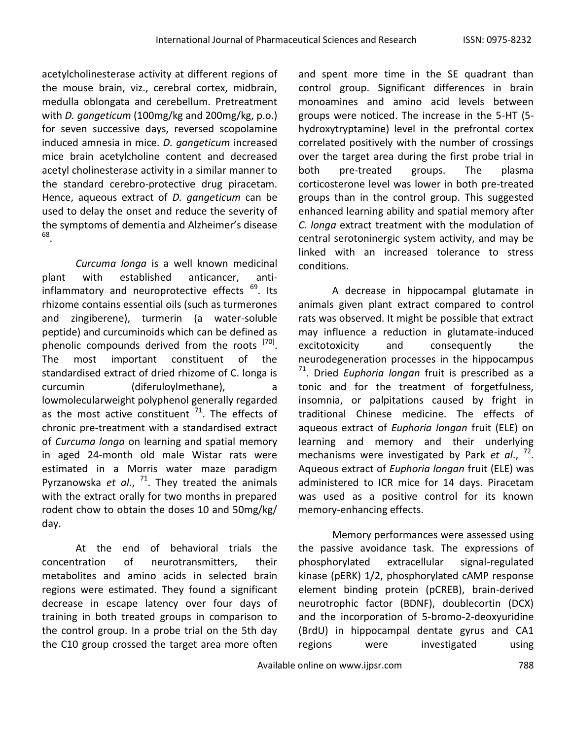acetylcholinesterase activity at different regions of the mouse brain, viz., cerebral cortex, midbrain, medulla oblongata and cerebellum. Pretreatment with *D. gangeticum* (100mg/kg and 200mg/kg, p.o.) for seven successive days, reversed scopolamine induced amnesia in mice. *D. gangeticum* increased mice brain acetylcholine content and decreased acetyl cholinesterase activity in a similar manner to the standard cerebro-protective drug piracetam. Hence, aqueous extract of *D. gangeticum* can be used to delay the onset and reduce the severity of the symptoms of dementia and Alzheimer's disease [68].

*Curcuma longa* is a well known medicinal plant with established anticancer, anti-inflammatory and neuroprotective effects [69]. Its rhizome contains essential oils (such as turmerones and zingiberene), turmerin (a water-soluble peptide) and curcuminoids which can be defined as phenolic compounds derived from the roots [70]. The most important constituent of the standardised extract of dried rhizome of C. longa is curcumin (diferuloylmethane), a lowmolecularweight polyphenol generally regarded as the most active constituent [71]. The effects of chronic pre-treatment with a standardised extract of *Curcuma longa* on learning and spatial memory in aged 24-month old male Wistar rats were estimated in a Morris water maze paradigm Pyrzanowska *et al*., [71]. They treated the animals with the extract orally for two months in prepared rodent chow to obtain the doses 10 and 50mg/kg/ day.

At the end of behavioral trials the concentration of neurotransmitters, their metabolites and amino acids in selected brain regions were estimated. They found a significant decrease in escape latency over four days of training in both treated groups in comparison to the control group. In a probe trial on the 5th day the C10 group crossed the target area more often and spent more time in the SE quadrant than control group. Significant differences in brain monoamines and amino acid levels between groups were noticed. The increase in the 5-HT (5-hydroxytryptamine) level in the prefrontal cortex correlated positively with the number of crossings over the target area during the first probe trial in both pre-treated groups. The plasma corticosterone level was lower in both pre-treated groups than in the control group. This suggested enhanced learning ability and spatial memory after *C. longa* extract treatment with the modulation of central serotoninergic system activity, and may be linked with an increased tolerance to stress conditions.

A decrease in hippocampal glutamate in animals given plant extract compared to control rats was observed. It might be possible that extract may influence a reduction in glutamate-induced excitotoxicity and consequently the neurodegeneration processes in the hippocampus [71]. Dried *Euphoria longan* fruit is prescribed as a tonic and for the treatment of forgetfulness, insomnia, or palpitations caused by fright in traditional Chinese medicine. The effects of aqueous extract of *Euphoria longan* fruit (ELE) on learning and memory and their underlying mechanisms were investigated by Park *et al*., [72]. Aqueous extract of *Euphoria longan* fruit (ELE) was administered to ICR mice for 14 days. Piracetam was used as a positive control for its known memory-enhancing effects.

Memory performances were assessed using the passive avoidance task. The expressions of phosphorylated extracellular signal-regulated kinase (pERK) 1/2, phosphorylated cAMP response element binding protein (pCREB), brain-derived neurotrophic factor (BDNF), doublecortin (DCX) and the incorporation of 5-bromo-2-deoxyuridine (BrdU) in hippocampal dentate gyrus and CA1 regions were investigated using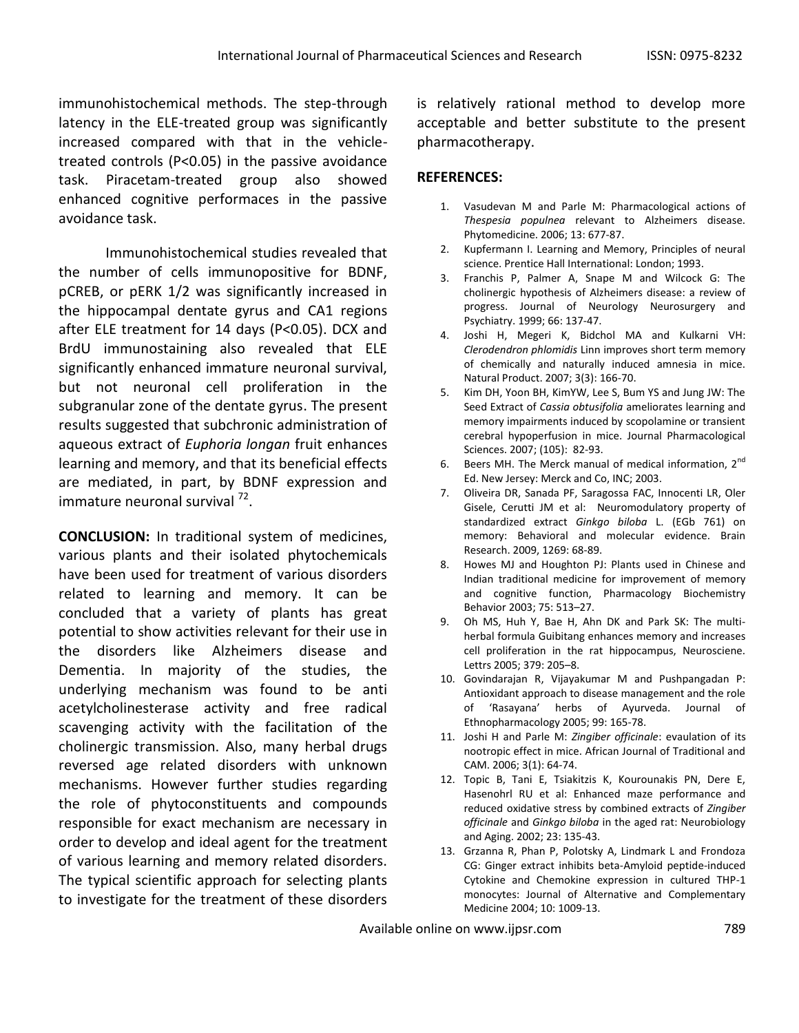immunohistochemical methods. The step-through latency in the ELE-treated group was significantly increased compared with that in the vehicle-treated controls (P<0.05) in the passive avoidance task. Piracetam-treated group also showed enhanced cognitive performaces in the passive avoidance task.

Immunohistochemical studies revealed that the number of cells immunopositive for BDNF, pCREB, or pERK 1/2 was significantly increased in the hippocampal dentate gyrus and CA1 regions after ELE treatment for 14 days (P<0.05). DCX and BrdU immunostaining also revealed that ELE significantly enhanced immature neuronal survival, but not neuronal cell proliferation in the subgranular zone of the dentate gyrus. The present results suggested that subchronic administration of aqueous extract of *Euphoria longan* fruit enhances learning and memory, and that its beneficial effects are mediated, in part, by BDNF expression and immature neuronal survival [72].

**CONCLUSION:** In traditional system of medicines, various plants and their isolated phytochemicals have been used for treatment of various disorders related to learning and memory. It can be concluded that a variety of plants has great potential to show activities relevant for their use in the disorders like Alzheimers disease and Dementia. In majority of the studies, the underlying mechanism was found to be anti acetylcholinesterase activity and free radical scavenging activity with the facilitation of the cholinergic transmission. Also, many herbal drugs reversed age related disorders with unknown mechanisms. However further studies regarding the role of phytoconstituents and compounds responsible for exact mechanism are necessary in order to develop and ideal agent for the treatment of various learning and memory related disorders. The typical scientific approach for selecting plants to investigate for the treatment of these disorders is relatively rational method to develop more acceptable and better substitute to the present pharmacotherapy.

**REFERENCES:**

1. Vasudevan M and Parle M: Pharmacological actions of *Thespesia populnea* relevant to Alzheimers disease. Phytomedicine. 2006; 13: 677-87.
2. Kupfermann I. Learning and Memory, Principles of neural science. Prentice Hall International: London; 1993.
3. Franchis P, Palmer A, Snape M and Wilcock G: The cholinergic hypothesis of Alzheimers disease: a review of progress. Journal of Neurology Neurosurgery and Psychiatry. 1999; 66: 137-47.
4. Joshi H, Megeri K, Bidchol MA and Kulkarni VH: *Clerodendron phlomidis* Linn improves short term memory of chemically and naturally induced amnesia in mice. Natural Product. 2007; 3(3): 166-70.
5. Kim DH, Yoon BH, KimYW, Lee S, Bum YS and Jung JW: The Seed Extract of *Cassia obtusifolia* ameliorates learning and memory impairments induced by scopolamine or transient cerebral hypoperfusion in mice. Journal Pharmacological Sciences. 2007; (105): 82-93.
6. Beers MH. The Merck manual of medical information, 2nd Ed. New Jersey: Merck and Co, INC; 2003.
7. Oliveira DR, Sanada PF, Saragossa FAC, Innocenti LR, Oler Gisele, Cerutti JM et al: Neuromodulatory property of standardized extract *Ginkgo biloba* L. (EGb 761) on memory: Behavioral and molecular evidence. Brain Research. 2009, 1269: 68-89.
8. Howes MJ and Houghton PJ: Plants used in Chinese and Indian traditional medicine for improvement of memory and cognitive function, Pharmacology Biochemistry Behavior 2003; 75: 513–27.
9. Oh MS, Huh Y, Bae H, Ahn DK and Park SK: The multi-herbal formula Guibitang enhances memory and increases cell proliferation in the rat hippocampus, Neurosciene. Lettrs 2005; 379: 205–8.
10. Govindarajan R, Vijayakumar M and Pushpangadan P: Antioxidant approach to disease management and the role of 'Rasayana' herbs of Ayurveda. Journal of Ethnopharmacology 2005; 99: 165-78.
11. Joshi H and Parle M: *Zingiber officinale*: evaulation of its nootropic effect in mice. African Journal of Traditional and CAM. 2006; 3(1): 64-74.
12. Topic B, Tani E, Tsiakitzis K, Kourounakis PN, Dere E, Hasenohrl RU et al: Enhanced maze performance and reduced oxidative stress by combined extracts of *Zingiber officinale* and *Ginkgo biloba* in the aged rat: Neurobiology and Aging. 2002; 23: 135-43.
13. Grzanna R, Phan P, Polotsky A, Lindmark L and Frondoza CG: Ginger extract inhibits beta-Amyloid peptide-induced Cytokine and Chemokine expression in cultured THP-1 monocytes: Journal of Alternative and Complementary Medicine 2004; 10: 1009-13.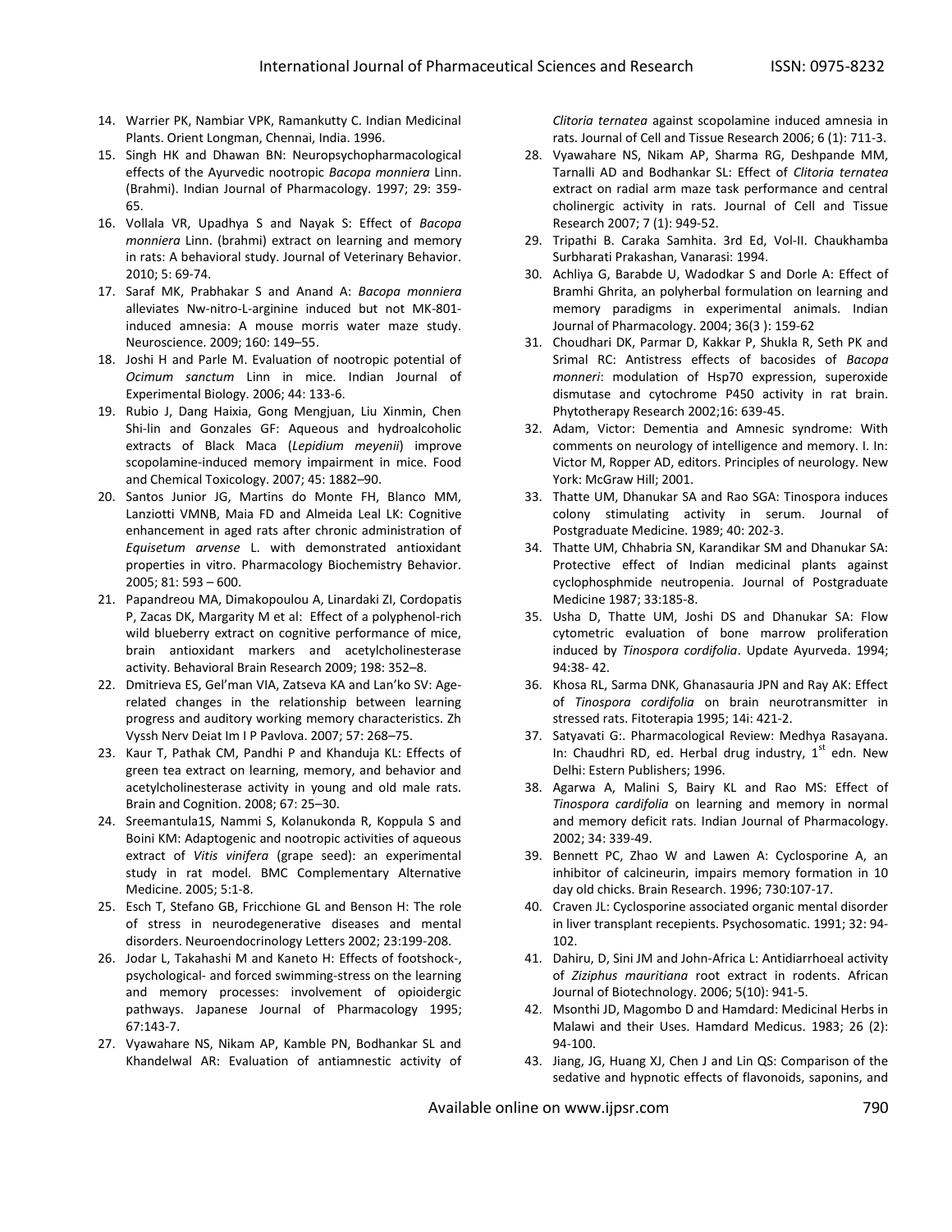14. Warrier PK, Nambiar VPK, Ramankutty C. Indian Medicinal Plants. Orient Longman, Chennai, India. 1996.
15. Singh HK and Dhawan BN: Neuropsychopharmacological effects of the Ayurvedic nootropic *Bacopa monniera* Linn. (Brahmi). Indian Journal of Pharmacology. 1997; 29: 359-65.
16. Vollala VR, Upadhya S and Nayak S: Effect of *Bacopa monniera* Linn. (brahmi) extract on learning and memory in rats: A behavioral study. Journal of Veterinary Behavior. 2010; 5: 69-74.
17. Saraf MK, Prabhakar S and Anand A: *Bacopa monniera* alleviates Nw-nitro-L-arginine induced but not MK-801-induced amnesia: A mouse morris water maze study. Neuroscience. 2009; 160: 149–55.
18. Joshi H and Parle M. Evaluation of nootropic potential of *Ocimum sanctum* Linn in mice. Indian Journal of Experimental Biology. 2006; 44: 133-6.
19. Rubio J, Dang Haixia, Gong Mengjuan, Liu Xinmin, Chen Shi-lin and Gonzales GF: Aqueous and hydroalcoholic extracts of Black Maca (*Lepidium meyenii*) improve scopolamine-induced memory impairment in mice. Food and Chemical Toxicology. 2007; 45: 1882–90.
20. Santos Junior JG, Martins do Monte FH, Blanco MM, Lanziotti VMNB, Maia FD and Almeida Leal LK: Cognitive enhancement in aged rats after chronic administration of *Equisetum arvense* L. with demonstrated antioxidant properties in vitro. Pharmacology Biochemistry Behavior. 2005; 81: 593 – 600.
21. Papandreou MA, Dimakopoulou A, Linardaki ZI, Cordopatis P, Zacas DK, Margarity M et al: Effect of a polyphenol-rich wild blueberry extract on cognitive performance of mice, brain antioxidant markers and acetylcholinesterase activity. Behavioral Brain Research 2009; 198: 352–8.
22. Dmitrieva ES, Gel'man VIA, Zatseva KA and Lan'ko SV: Age-related changes in the relationship between learning progress and auditory working memory characteristics. Zh Vyssh Nerv Deiat Im I P Pavlova. 2007; 57: 268–75.
23. Kaur T, Pathak CM, Pandhi P and Khanduja KL: Effects of green tea extract on learning, memory, and behavior and acetylcholinesterase activity in young and old male rats. Brain and Cognition. 2008; 67: 25–30.
24. Sreemantula1S, Nammi S, Kolanukonda R, Koppula S and Boini KM: Adaptogenic and nootropic activities of aqueous extract of *Vitis vinifera* (grape seed): an experimental study in rat model. BMC Complementary Alternative Medicine. 2005; 5:1-8.
25. Esch T, Stefano GB, Fricchione GL and Benson H: The role of stress in neurodegenerative diseases and mental disorders. Neuroendocrinology Letters 2002; 23:199-208.
26. Jodar L, Takahashi M and Kaneto H: Effects of footshock-, psychological- and forced swimming-stress on the learning and memory processes: involvement of opioidergic pathways. Japanese Journal of Pharmacology 1995; 67:143-7.
27. Vyawahare NS, Nikam AP, Kamble PN, Bodhankar SL and Khandelwal AR: Evaluation of antiamnestic activity of *Clitoria ternatea* against scopolamine induced amnesia in rats. Journal of Cell and Tissue Research 2006; 6 (1): 711-3.
28. Vyawahare NS, Nikam AP, Sharma RG, Deshpande MM, Tarnalli AD and Bodhankar SL: Effect of *Clitoria ternatea* extract on radial arm maze task performance and central cholinergic activity in rats. Journal of Cell and Tissue Research 2007; 7 (1): 949-52.
29. Tripathi B. Caraka Samhita. 3rd Ed, Vol-II. Chaukhamba Surbharati Prakashan, Vanarasi: 1994.
30. Achliya G, Barabde U, Wadodkar S and Dorle A: Effect of Bramhi Ghrita, an polyherbal formulation on learning and memory paradigms in experimental animals. Indian Journal of Pharmacology. 2004; 36(3 ): 159-62
31. Choudhari DK, Parmar D, Kakkar P, Shukla R, Seth PK and Srimal RC: Antistress effects of bacosides of *Bacopa monneri*: modulation of Hsp70 expression, superoxide dismutase and cytochrome P450 activity in rat brain. Phytotherapy Research 2002;16: 639-45.
32. Adam, Victor: Dementia and Amnesic syndrome: With comments on neurology of intelligence and memory. I. In: Victor M, Ropper AD, editors. Principles of neurology. New York: McGraw Hill; 2001.
33. Thatte UM, Dhanukar SA and Rao SGA: Tinospora induces colony stimulating activity in serum. Journal of Postgraduate Medicine. 1989; 40: 202-3.
34. Thatte UM, Chhabria SN, Karandikar SM and Dhanukar SA: Protective effect of Indian medicinal plants against cyclophosphmide neutropenia. Journal of Postgraduate Medicine 1987; 33:185-8.
35. Usha D, Thatte UM, Joshi DS and Dhanukar SA: Flow cytometric evaluation of bone marrow proliferation induced by *Tinospora cordifolia*. Update Ayurveda. 1994; 94:38- 42.
36. Khosa RL, Sarma DNK, Ghanasauria JPN and Ray AK: Effect of *Tinospora cordifolia* on brain neurotransmitter in stressed rats. Fitoterapia 1995; 14i: 421-2.
37. Satyavati G:. Pharmacological Review: Medhya Rasayana. In: Chaudhri RD, ed. Herbal drug industry, 1st edn. New Delhi: Estern Publishers; 1996.
38. Agarwa A, Malini S, Bairy KL and Rao MS: Effect of *Tinospora cardifolia* on learning and memory in normal and memory deficit rats. Indian Journal of Pharmacology. 2002; 34: 339-49.
39. Bennett PC, Zhao W and Lawen A: Cyclosporine A, an inhibitor of calcineurin, impairs memory formation in 10 day old chicks. Brain Research. 1996; 730:107-17.
40. Craven JL: Cyclosporine associated organic mental disorder in liver transplant recepients. Psychosomatic. 1991; 32: 94-102.
41. Dahiru, D, Sini JM and John-Africa L: Antidiarrhoeal activity of *Ziziphus mauritiana* root extract in rodents. African Journal of Biotechnology. 2006; 5(10): 941-5.
42. Msonthi JD, Magombo D and Hamdard: Medicinal Herbs in Malawi and their Uses. Hamdard Medicus. 1983; 26 (2): 94-100.
43. Jiang, JG, Huang XJ, Chen J and Lin QS: Comparison of the sedative and hypnotic effects of flavonoids, saponins, and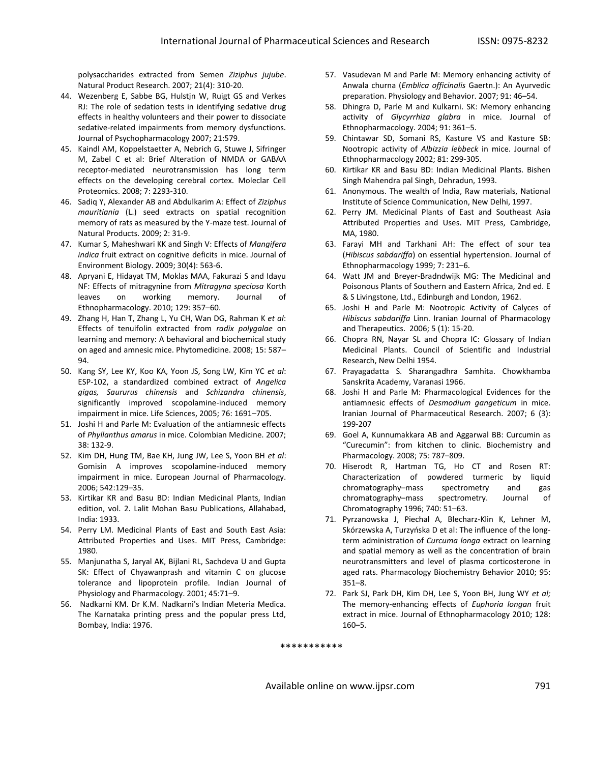polysaccharides extracted from Semen *Ziziphus jujube*. Natural Product Research. 2007; 21(4): 310-20.

44. Wezenberg E, Sabbe BG, Hulstjn W, Ruigt GS and Verkes RJ: The role of sedation tests in identifying sedative drug effects in healthy volunteers and their power to dissociate sedative-related impairments from memory dysfunctions. Journal of Psychopharmacology 2007; 21:579.
45. Kaindl AM, Koppelstaetter A, Nebrich G, Stuwe J, Sifringer M, Zabel C et al: Brief Alteration of NMDA or GABAA receptor-mediated neurotransmission has long term effects on the developing cerebral cortex. Moleclar Cell Proteomics. 2008; 7: 2293-310.
46. Sadiq Y, Alexander AB and Abdulkarim A: Effect of *Ziziphus mauritiania* (L.) seed extracts on spatial recognition memory of rats as measured by the Y-maze test. Journal of Natural Products. 2009; 2: 31-9.
47. Kumar S, Maheshwari KK and Singh V: Effects of *Mangifera indica* fruit extract on cognitive deficits in mice. Journal of Environment Biology. 2009; 30(4): 563-6.
48. Apryani E, Hidayat TM, Moklas MAA, Fakurazi S and Idayu NF: Effects of mitragynine from *Mitragyna speciosa* Korth leaves on working memory. Journal of Ethnopharmacology. 2010; 129: 357–60.
49. Zhang H, Han T, Zhang L, Yu CH, Wan DG, Rahman K *et al*: Effects of tenuifolin extracted from *radix polygalae* on learning and memory: A behavioral and biochemical study on aged and amnesic mice. Phytomedicine. 2008; 15: 587–94.
50. Kang SY, Lee KY, Koo KA, Yoon JS, Song LW, Kim YC *et al*: ESP-102, a standardized combined extract of *Angelica gigas, Saururus chinensis* and *Schizandra chinensis*, significantly improved scopolamine-induced memory impairment in mice. Life Sciences, 2005; 76: 1691–705.
51. Joshi H and Parle M: Evaluation of the antiamnesic effects of *Phyllanthus amarus* in mice. Colombian Medicine. 2007; 38: 132-9.
52. Kim DH, Hung TM, Bae KH, Jung JW, Lee S, Yoon BH *et al*: Gomisin A improves scopolamine-induced memory impairment in mice. European Journal of Pharmacology. 2006; 542:129–35.
53. Kirtikar KR and Basu BD: Indian Medicinal Plants, Indian edition, vol. 2. Lalit Mohan Basu Publications, Allahabad, India: 1933.
54. Perry LM. Medicinal Plants of East and South East Asia: Attributed Properties and Uses. MIT Press, Cambridge: 1980.
55. Manjunatha S, Jaryal AK, Bijlani RL, Sachdeva U and Gupta SK: Effect of Chyawanprash and vitamin C on glucose tolerance and lipoprotein profile. Indian Journal of Physiology and Pharmacology. 2001; 45:71–9.
56. Nadkarni KM. Dr K.M. Nadkarni's Indian Meteria Medica. The Karnataka printing press and the popular press Ltd, Bombay, India: 1976.
57. Vasudevan M and Parle M: Memory enhancing activity of Anwala churna (*Emblica officinalis* Gaertn.): An Ayurvedic preparation. Physiology and Behavior. 2007; 91: 46–54.
58. Dhingra D, Parle M and Kulkarni. SK: Memory enhancing activity of *Glycyrrhiza glabra* in mice. Journal of Ethnopharmacology. 2004; 91: 361–5.
59. Chintawar SD, Somani RS, Kasture VS and Kasture SB: Nootropic activity of *Albizzia lebbeck* in mice. Journal of Ethnopharmacology 2002; 81: 299-305.
60. Kirtikar KR and Basu BD: Indian Medicinal Plants. Bishen Singh Mahendra pal Singh, Dehradun, 1993.
61. Anonymous. The wealth of India, Raw materials, National Institute of Science Communication, New Delhi, 1997.
62. Perry JM. Medicinal Plants of East and Southeast Asia Attributed Properties and Uses. MIT Press, Cambridge, MA, 1980.
63. Farayi MH and Tarkhani AH: The effect of sour tea (*Hibiscus sabdariffa*) on essential hypertension. Journal of Ethnopharmacology 1999; 7: 231–6.
64. Watt JM and Breyer-Bradndwijk MG: The Medicinal and Poisonous Plants of Southern and Eastern Africa, 2nd ed. E & S Livingstone, Ltd., Edinburgh and London, 1962.
65. Joshi H and Parle M: Nootropic Activity of Calyces of *Hibiscus sabdariffa* Linn. Iranian Journal of Pharmacology and Therapeutics. 2006; 5 (1): 15-20.
66. Chopra RN, Nayar SL and Chopra IC: Glossary of Indian Medicinal Plants. Council of Scientific and Industrial Research, New Delhi 1954.
67. Prayagadatta S. Sharangadhra Samhita. Chowkhamba Sanskrita Academy, Varanasi 1966.
68. Joshi H and Parle M: Pharmacological Evidences for the antiamnesic effects of *Desmodium gangeticum* in mice. Iranian Journal of Pharmaceutical Research. 2007; 6 (3): 199-207
69. Goel A, Kunnumakkara AB and Aggarwal BB: Curcumin as "Curecumin": from kitchen to clinic. Biochemistry and Pharmacology. 2008; 75: 787–809.
70. Hiserodt R, Hartman TG, Ho CT and Rosen RT: Characterization of powdered turmeric by liquid chromatography–mass spectrometry and gas chromatography–mass spectrometry. Journal of Chromatography 1996; 740: 51–63.
71. Pyrzanowska J, Piechal A, Blecharz-Klin K, Lehner M, Skórzewska A, Turzyńska D et al: The influence of the long-term administration of *Curcuma longa* extract on learning and spatial memory as well as the concentration of brain neurotransmitters and level of plasma corticosterone in aged rats. Pharmacology Biochemistry Behavior 2010; 95: 351–8.
72. Park SJ, Park DH, Kim DH, Lee S, Yoon BH, Jung WY *et al;* The memory-enhancing effects of *Euphoria longan* fruit extract in mice. Journal of Ethnopharmacology 2010; 128: 160–5.

***********